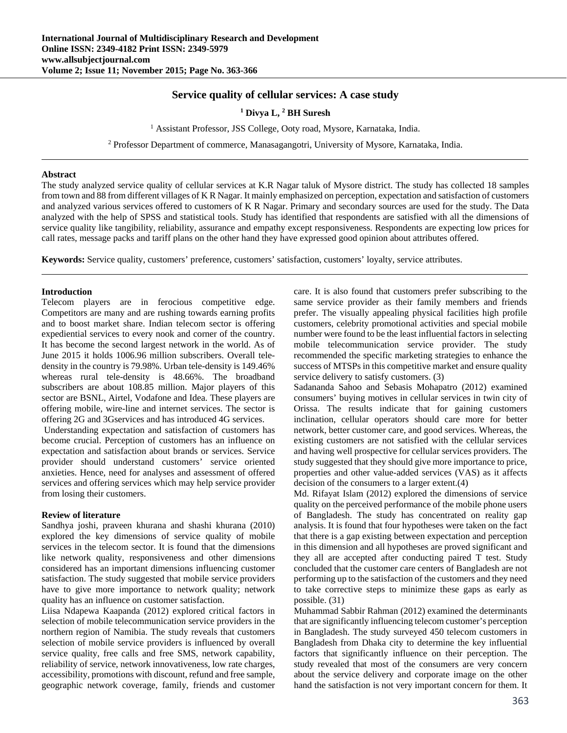# Service quality of cellular services: A case study

**[1] Divya L, [2] BH Suresh**

[1] Assistant Professor, JSS College, Ooty road, Mysore, Karnataka, India.

[2] Professor Department of commerce, Manasagangotri, University of Mysore, Karnataka, India.

---

## Abstract

The study analyzed service quality of cellular services at K.R Nagar taluk of Mysore district. The study has collected 18 samples from town and 88 from different villages of K R Nagar. It mainly emphasized on perception, expectation and satisfaction of customers and analyzed various services offered to customers of K R Nagar. Primary and secondary sources are used for the study. The Data analyzed with the help of SPSS and statistical tools. Study has identified that respondents are satisfied with all the dimensions of service quality like tangibility, reliability, assurance and empathy except responsiveness. Respondents are expecting low prices for call rates, message packs and tariff plans on the other hand they have expressed good opinion about attributes offered.

**Keywords:** Service quality, customers' preference, customers' satisfaction, customers' loyalty, service attributes.

---

## Introduction

Telecom players are in ferocious competitive edge. Competitors are many and are rushing towards earning profits and to boost market share. Indian telecom sector is offering expediential services to every nook and corner of the country. It has become the second largest network in the world. As of June 2015 it holds 1006.96 million subscribers. Overall tele-density in the country is 79.98%. Urban tele-density is 149.46% whereas rural tele-density is 48.66%. The broadband subscribers are about 108.85 million. Major players of this sector are BSNL, Airtel, Vodafone and Idea. These players are offering mobile, wire-line and internet services. The sector is offering 2G and 3Gservices and has introduced 4G services.

Understanding expectation and satisfaction of customers has become crucial. Perception of customers has an influence on expectation and satisfaction about brands or services. Service provider should understand customers' service oriented anxieties. Hence, need for analyses and assessment of offered services and offering services which may help service provider from losing their customers.

## Review of literature

Sandhya joshi, praveen khurana and shashi khurana (2010) explored the key dimensions of service quality of mobile services in the telecom sector. It is found that the dimensions like network quality, responsiveness and other dimensions considered has an important dimensions influencing customer satisfaction. The study suggested that mobile service providers have to give more importance to network quality; network quality has an influence on customer satisfaction.

Liisa Ndapewa Kaapanda (2012) explored critical factors in selection of mobile telecommunication service providers in the northern region of Namibia. The study reveals that customers selection of mobile service providers is influenced by overall service quality, free calls and free SMS, network capability, reliability of service, network innovativeness, low rate charges, accessibility, promotions with discount, refund and free sample, geographic network coverage, family, friends and customer care. It is also found that customers prefer subscribing to the same service provider as their family members and friends prefer. The visually appealing physical facilities high profile customers, celebrity promotional activities and special mobile number were found to be the least influential factors in selecting mobile telecommunication service provider. The study recommended the specific marketing strategies to enhance the success of MTSPs in this competitive market and ensure quality service delivery to satisfy customers. (3)

Sadananda Sahoo and Sebasis Mohapatro (2012) examined consumers' buying motives in cellular services in twin city of Orissa. The results indicate that for gaining customers inclination, cellular operators should care more for better network, better customer care, and good services. Whereas, the existing customers are not satisfied with the cellular services and having well prospective for cellular services providers. The study suggested that they should give more importance to price, properties and other value-added services (VAS) as it affects decision of the consumers to a larger extent.(4)

Md. Rifayat Islam (2012) explored the dimensions of service quality on the perceived performance of the mobile phone users of Bangladesh. The study has concentrated on reality gap analysis. It is found that four hypotheses were taken on the fact that there is a gap existing between expectation and perception in this dimension and all hypotheses are proved significant and they all are accepted after conducting paired T test. Study concluded that the customer care centers of Bangladesh are not performing up to the satisfaction of the customers and they need to take corrective steps to minimize these gaps as early as possible. (31)

Muhammad Sabbir Rahman (2012) examined the determinants that are significantly influencing telecom customer's perception in Bangladesh. The study surveyed 450 telecom customers in Bangladesh from Dhaka city to determine the key influential factors that significantly influence on their perception. The study revealed that most of the consumers are very concern about the service delivery and corporate image on the other hand the satisfaction is not very important concern for them. It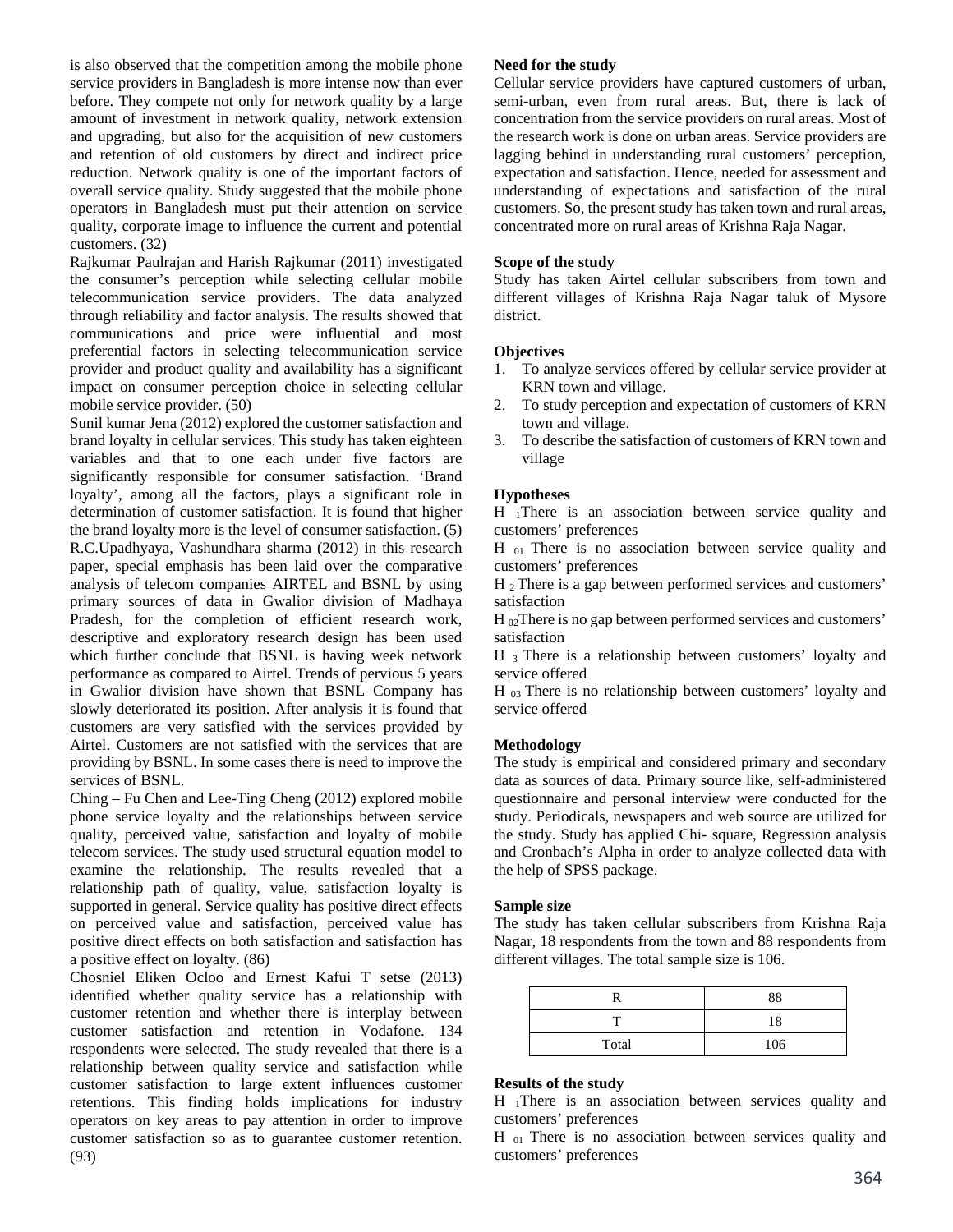is also observed that the competition among the mobile phone service providers in Bangladesh is more intense now than ever before. They compete not only for network quality by a large amount of investment in network quality, network extension and upgrading, but also for the acquisition of new customers and retention of old customers by direct and indirect price reduction. Network quality is one of the important factors of overall service quality. Study suggested that the mobile phone operators in Bangladesh must put their attention on service quality, corporate image to influence the current and potential customers. (32)

Rajkumar Paulrajan and Harish Rajkumar (2011) investigated the consumer's perception while selecting cellular mobile telecommunication service providers. The data analyzed through reliability and factor analysis. The results showed that communications and price were influential and most preferential factors in selecting telecommunication service provider and product quality and availability has a significant impact on consumer perception choice in selecting cellular mobile service provider. (50)

Sunil kumar Jena (2012) explored the customer satisfaction and brand loyalty in cellular services. This study has taken eighteen variables and that to one each under five factors are significantly responsible for consumer satisfaction. 'Brand loyalty', among all the factors, plays a significant role in determination of customer satisfaction. It is found that higher the brand loyalty more is the level of consumer satisfaction. (5)

R.C.Upadhyaya, Vashundhara sharma (2012) in this research paper, special emphasis has been laid over the comparative analysis of telecom companies AIRTEL and BSNL by using primary sources of data in Gwalior division of Madhaya Pradesh, for the completion of efficient research work, descriptive and exploratory research design has been used which further conclude that BSNL is having week network performance as compared to Airtel. Trends of pervious 5 years in Gwalior division have shown that BSNL Company has slowly deteriorated its position. After analysis it is found that customers are very satisfied with the services provided by Airtel. Customers are not satisfied with the services that are providing by BSNL. In some cases there is need to improve the services of BSNL.

Ching – Fu Chen and Lee-Ting Cheng (2012) explored mobile phone service loyalty and the relationships between service quality, perceived value, satisfaction and loyalty of mobile telecom services. The study used structural equation model to examine the relationship. The results revealed that a relationship path of quality, value, satisfaction loyalty is supported in general. Service quality has positive direct effects on perceived value and satisfaction, perceived value has positive direct effects on both satisfaction and satisfaction has a positive effect on loyalty. (86)

Chosniel Eliken Ocloo and Ernest Kafui T setse (2013) identified whether quality service has a relationship with customer retention and whether there is interplay between customer satisfaction and retention in Vodafone. 134 respondents were selected. The study revealed that there is a relationship between quality service and satisfaction while customer satisfaction to large extent influences customer retentions. This finding holds implications for industry operators on key areas to pay attention in order to improve customer satisfaction so as to guarantee customer retention. (93)

**Need for the study**

Cellular service providers have captured customers of urban, semi-urban, even from rural areas. But, there is lack of concentration from the service providers on rural areas. Most of the research work is done on urban areas. Service providers are lagging behind in understanding rural customers' perception, expectation and satisfaction. Hence, needed for assessment and understanding of expectations and satisfaction of the rural customers. So, the present study has taken town and rural areas, concentrated more on rural areas of Krishna Raja Nagar.

**Scope of the study**

Study has taken Airtel cellular subscribers from town and different villages of Krishna Raja Nagar taluk of Mysore district.

**Objectives**

1. To analyze services offered by cellular service provider at KRN town and village.
2. To study perception and expectation of customers of KRN town and village.
3. To describe the satisfaction of customers of KRN town and village

**Hypotheses**

$H_1$ There is an association between service quality and customers' preferences

$H_{01}$ There is no association between service quality and customers' preferences

$H_2$ There is a gap between performed services and customers' satisfaction

$H_{02}$ There is no gap between performed services and customers' satisfaction

$H_3$ There is a relationship between customers' loyalty and service offered

$H_{03}$ There is no relationship between customers' loyalty and service offered

**Methodology**

The study is empirical and considered primary and secondary data as sources of data. Primary source like, self-administered questionnaire and personal interview were conducted for the study. Periodicals, newspapers and web source are utilized for the study. Study has applied Chi- square, Regression analysis and Cronbach's Alpha in order to analyze collected data with the help of SPSS package.

**Sample size**

The study has taken cellular subscribers from Krishna Raja Nagar, 18 respondents from the town and 88 respondents from different villages. The total sample size is 106.

| R | 88 |
|---|---|
| T | 18 |
| Total | 106 |

**Results of the study**

$H_1$ There is an association between services quality and customers' preferences

$H_{01}$ There is no association between services quality and customers' preferences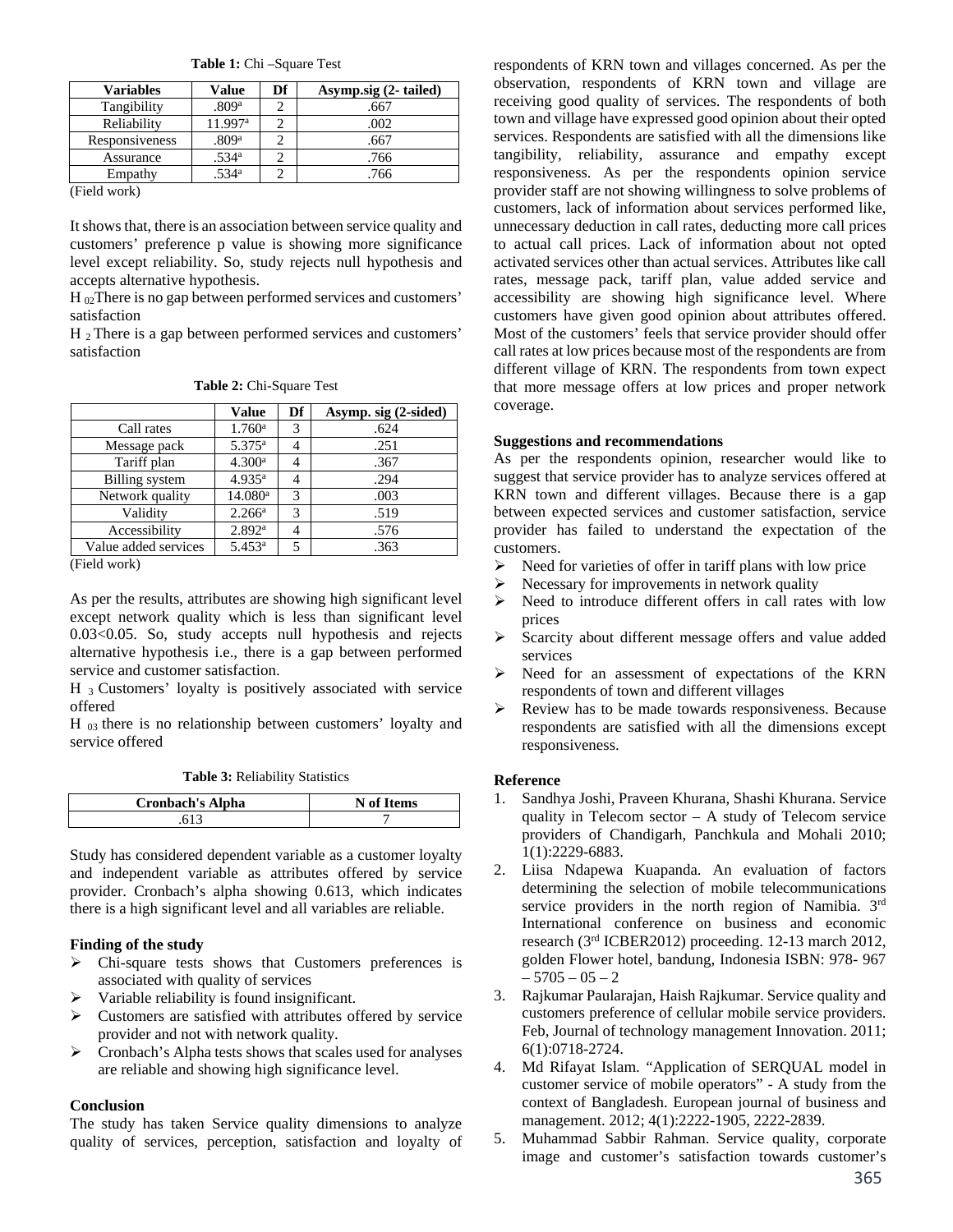**Table 1:** Chi –Square Test

| Variables | Value | Df | Asymp.sig (2- tailed) |
|---|---|---|---|
| Tangibility | .809[a] | 2 | .667 |
| Reliability | 11.997[a] | 2 | .002 |
| Responsiveness | .809[a] | 2 | .667 |
| Assurance | .534[a] | 2 | .766 |
| Empathy | .534[a] | 2 | .766 |

(Field work)

It shows that, there is an association between service quality and customers' preference p value is showing more significance level except reliability. So, study rejects null hypothesis and accepts alternative hypothesis.

$H_{02}$ There is no gap between performed services and customers' satisfaction

$H_2$ There is a gap between performed services and customers' satisfaction

**Table 2:** Chi-Square Test

| | Value | Df | Asymp. sig (2-sided) |
|---|---|---|---|
| Call rates | 1.760[a] | 3 | .624 |
| Message pack | 5.375[a] | 4 | .251 |
| Tariff plan | 4.300[a] | 4 | .367 |
| Billing system | 4.935[a] | 4 | .294 |
| Network quality | 14.080[a] | 3 | .003 |
| Validity | 2.266[a] | 3 | .519 |
| Accessibility | 2.892[a] | 4 | .576 |
| Value added services | 5.453[a] | 5 | .363 |

(Field work)

As per the results, attributes are showing high significant level except network quality which is less than significant level 0.03<0.05. So, study accepts null hypothesis and rejects alternative hypothesis i.e., there is a gap between performed service and customer satisfaction.

$H_3$ Customers' loyalty is positively associated with service offered

$H_{03}$ there is no relationship between customers' loyalty and service offered

**Table 3:** Reliability Statistics

| Cronbach's Alpha | N of Items |
|---|---|
| .613 | 7 |

Study has considered dependent variable as a customer loyalty and independent variable as attributes offered by service provider. Cronbach's alpha showing 0.613, which indicates there is a high significant level and all variables are reliable.

**Finding of the study**

- Chi-square tests shows that Customers preferences is associated with quality of services
- Variable reliability is found insignificant.
- Customers are satisfied with attributes offered by service provider and not with network quality.
- Cronbach's Alpha tests shows that scales used for analyses are reliable and showing high significance level.

**Conclusion**

The study has taken Service quality dimensions to analyze quality of services, perception, satisfaction and loyalty of respondents of KRN town and villages concerned. As per the observation, respondents of KRN town and village are receiving good quality of services. The respondents of both town and village have expressed good opinion about their opted services. Respondents are satisfied with all the dimensions like tangibility, reliability, assurance and empathy except responsiveness. As per the respondents opinion service provider staff are not showing willingness to solve problems of customers, lack of information about services performed like, unnecessary deduction in call rates, deducting more call prices to actual call prices. Lack of information about not opted activated services other than actual services. Attributes like call rates, message pack, tariff plan, value added service and accessibility are showing high significance level. Where customers have given good opinion about attributes offered. Most of the customers' feels that service provider should offer call rates at low prices because most of the respondents are from different village of KRN. The respondents from town expect that more message offers at low prices and proper network coverage.

**Suggestions and recommendations**

As per the respondents opinion, researcher would like to suggest that service provider has to analyze services offered at KRN town and different villages. Because there is a gap between expected services and customer satisfaction, service provider has failed to understand the expectation of the customers.

- Need for varieties of offer in tariff plans with low price
- Necessary for improvements in network quality
- Need to introduce different offers in call rates with low prices
- Scarcity about different message offers and value added services
- Need for an assessment of expectations of the KRN respondents of town and different villages
- Review has to be made towards responsiveness. Because respondents are satisfied with all the dimensions except responsiveness.

**Reference**

1. Sandhya Joshi, Praveen Khurana, Shashi Khurana. Service quality in Telecom sector – A study of Telecom service providers of Chandigarh, Panchkula and Mohali 2010; 1(1):2229-6883.
2. Liisa Ndapewa Kuapanda. An evaluation of factors determining the selection of mobile telecommunications service providers in the north region of Namibia. 3rd International conference on business and economic research (3rd ICBER2012) proceeding. 12-13 march 2012, golden Flower hotel, bandung, Indonesia ISBN: 978- 967 – 5705 – 05 – 2
3. Rajkumar Paularajan, Haish Rajkumar. Service quality and customers preference of cellular mobile service providers. Feb, Journal of technology management Innovation. 2011; 6(1):0718-2724.
4. Md Rifayat Islam. "Application of SERQUAL model in customer service of mobile operators" - A study from the context of Bangladesh. European journal of business and management. 2012; 4(1):2222-1905, 2222-2839.
5. Muhammad Sabbir Rahman. Service quality, corporate image and customer's satisfaction towards customer's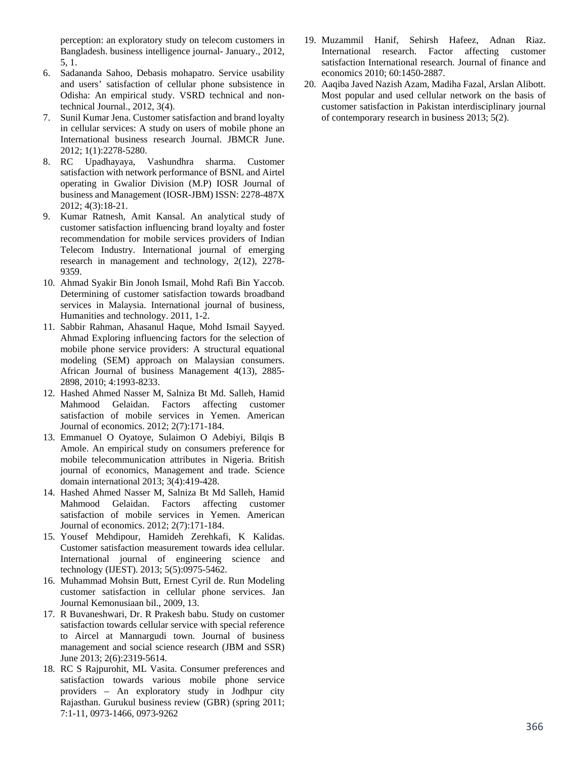perception: an exploratory study on telecom customers in Bangladesh. business intelligence journal- January., 2012, 5, 1.

6. Sadananda Sahoo, Debasis mohapatro. Service usability and users' satisfaction of cellular phone subsistence in Odisha: An empirical study. VSRD technical and non-technical Journal., 2012, 3(4).
7. Sunil Kumar Jena. Customer satisfaction and brand loyalty in cellular services: A study on users of mobile phone an International business research Journal. JBMCR June. 2012; 1(1):2278-5280.
8. RC Upadhayaya, Vashundhra sharma. Customer satisfaction with network performance of BSNL and Airtel operating in Gwalior Division (M.P) IOSR Journal of business and Management (IOSR-JBM) ISSN: 2278-487X 2012; 4(3):18-21.
9. Kumar Ratnesh, Amit Kansal. An analytical study of customer satisfaction influencing brand loyalty and foster recommendation for mobile services providers of Indian Telecom Industry. International journal of emerging research in management and technology, 2(12), 2278-9359.
10. Ahmad Syakir Bin Jonoh Ismail, Mohd Rafi Bin Yaccob. Determining of customer satisfaction towards broadband services in Malaysia. International journal of business, Humanities and technology. 2011, 1-2.
11. Sabbir Rahman, Ahasanul Haque, Mohd Ismail Sayyed. Ahmad Exploring influencing factors for the selection of mobile phone service providers: A structural equational modeling (SEM) approach on Malaysian consumers. African Journal of business Management 4(13), 2885-2898, 2010; 4:1993-8233.
12. Hashed Ahmed Nasser M, Salniza Bt Md. Salleh, Hamid Mahmood Gelaidan. Factors affecting customer satisfaction of mobile services in Yemen. American Journal of economics. 2012; 2(7):171-184.
13. Emmanuel O Oyatoye, Sulaimon O Adebiyi, Bilqis B Amole. An empirical study on consumers preference for mobile telecommunication attributes in Nigeria. British journal of economics, Management and trade. Science domain international 2013; 3(4):419-428.
14. Hashed Ahmed Nasser M, Salniza Bt Md Salleh, Hamid Mahmood Gelaidan. Factors affecting customer satisfaction of mobile services in Yemen. American Journal of economics. 2012; 2(7):171-184.
15. Yousef Mehdipour, Hamideh Zerehkafi, K Kalidas. Customer satisfaction measurement towards idea cellular. International journal of engineering science and technology (IJEST). 2013; 5(5):0975-5462.
16. Muhammad Mohsin Butt, Ernest Cyril de. Run Modeling customer satisfaction in cellular phone services. Jan Journal Kemonusiaan bil., 2009, 13.
17. R Buvaneshwari, Dr. R Prakesh babu. Study on customer satisfaction towards cellular service with special reference to Aircel at Mannargudi town. Journal of business management and social science research (JBM and SSR) June 2013; 2(6):2319-5614.
18. RC S Rajpurohit, ML Vasita. Consumer preferences and satisfaction towards various mobile phone service providers – An exploratory study in Jodhpur city Rajasthan. Gurukul business review (GBR) (spring 2011; 7:1-11, 0973-1466, 0973-9262
19. Muzammil Hanif, Sehirsh Hafeez, Adnan Riaz. International research. Factor affecting customer satisfaction International research. Journal of finance and economics 2010; 60:1450-2887.
20. Aaqiba Javed Nazish Azam, Madiha Fazal, Arslan Alibott. Most popular and used cellular network on the basis of customer satisfaction in Pakistan interdisciplinary journal of contemporary research in business 2013; 5(2).